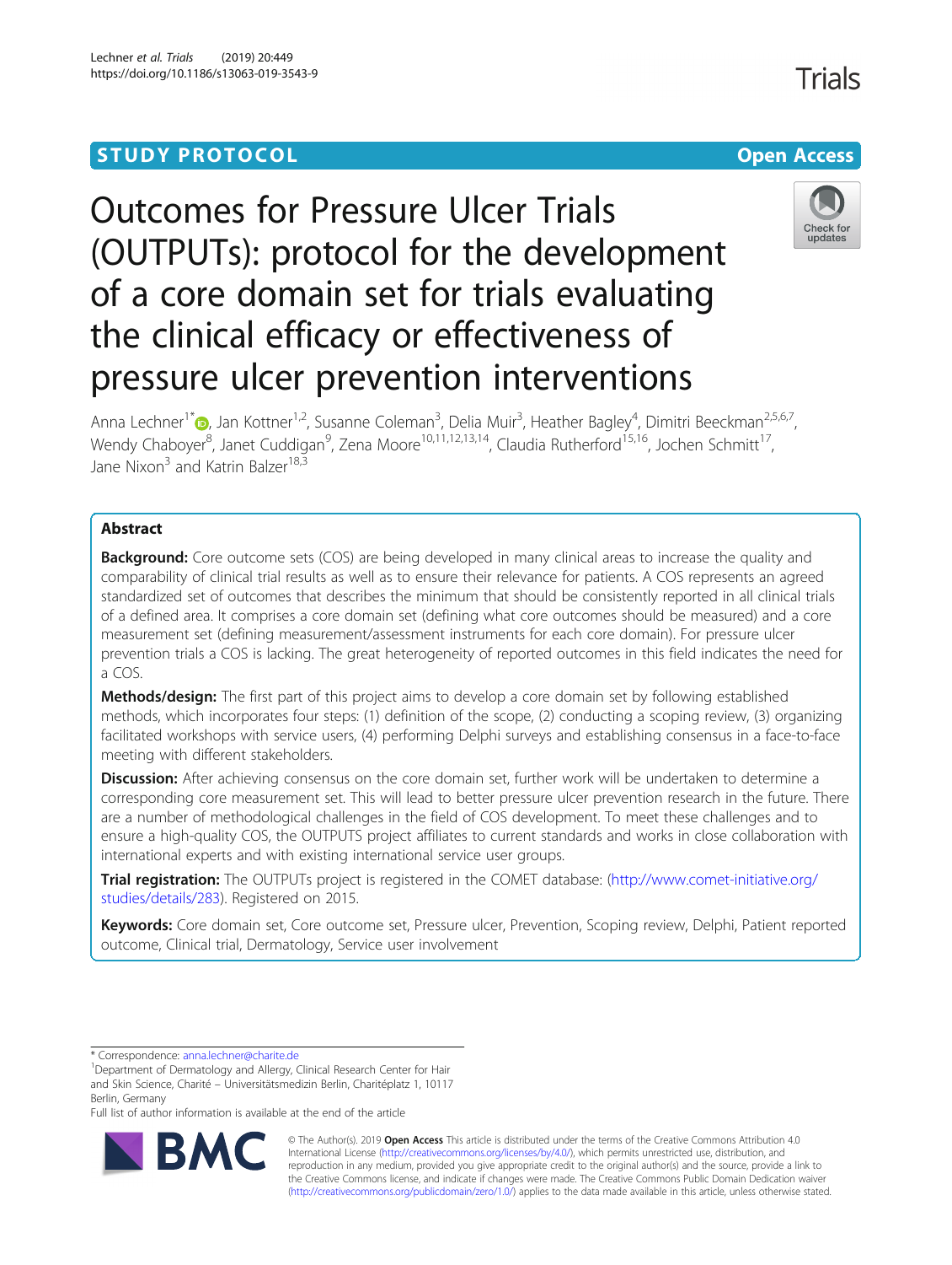STUDY PROTOCOL

Open Access

# Outcomes for Pressure Ulcer Trials (OUTPUTs): protocol for the development of a core domain set for trials evaluating the clinical efficacy or effectiveness of pressure ulcer prevention interventions

Anna Lechner[1*], Jan Kottner[1,2], Susanne Coleman[3], Delia Muir[3], Heather Bagley[4], Dimitri Beeckman[2,5,6,7], Wendy Chaboyer[8], Janet Cuddigan[9], Zena Moore[10,11,12,13,14], Claudia Rutherford[15,16], Jochen Schmitt[17], Jane Nixon[3] and Katrin Balzer[18,3]

## Abstract

**Background:** Core outcome sets (COS) are being developed in many clinical areas to increase the quality and comparability of clinical trial results as well as to ensure their relevance for patients. A COS represents an agreed standardized set of outcomes that describes the minimum that should be consistently reported in all clinical trials of a defined area. It comprises a core domain set (defining what core outcomes should be measured) and a core measurement set (defining measurement/assessment instruments for each core domain). For pressure ulcer prevention trials a COS is lacking. The great heterogeneity of reported outcomes in this field indicates the need for a COS.

**Methods/design:** The first part of this project aims to develop a core domain set by following established methods, which incorporates four steps: (1) definition of the scope, (2) conducting a scoping review, (3) organizing facilitated workshops with service users, (4) performing Delphi surveys and establishing consensus in a face-to-face meeting with different stakeholders.

**Discussion:** After achieving consensus on the core domain set, further work will be undertaken to determine a corresponding core measurement set. This will lead to better pressure ulcer prevention research in the future. There are a number of methodological challenges in the field of COS development. To meet these challenges and to ensure a high-quality COS, the OUTPUTS project affiliates to current standards and works in close collaboration with international experts and with existing international service user groups.

**Trial registration:** The OUTPUTs project is registered in the COMET database: (http://www.comet-initiative.org/studies/details/283). Registered on 2015.

**Keywords:** Core domain set, Core outcome set, Pressure ulcer, Prevention, Scoping review, Delphi, Patient reported outcome, Clinical trial, Dermatology, Service user involvement

* Correspondence: anna.lechner@charite.de

[1]Department of Dermatology and Allergy, Clinical Research Center for Hair and Skin Science, Charité – Universitätsmedizin Berlin, Charitéplatz 1, 10117 Berlin, Germany

Full list of author information is available at the end of the article

© The Author(s). 2019 **Open Access** This article is distributed under the terms of the Creative Commons Attribution 4.0 International License (http://creativecommons.org/licenses/by/4.0/), which permits unrestricted use, distribution, and reproduction in any medium, provided you give appropriate credit to the original author(s) and the source, provide a link to the Creative Commons license, and indicate if changes were made. The Creative Commons Public Domain Dedication waiver (http://creativecommons.org/publicdomain/zero/1.0/) applies to the data made available in this article, unless otherwise stated.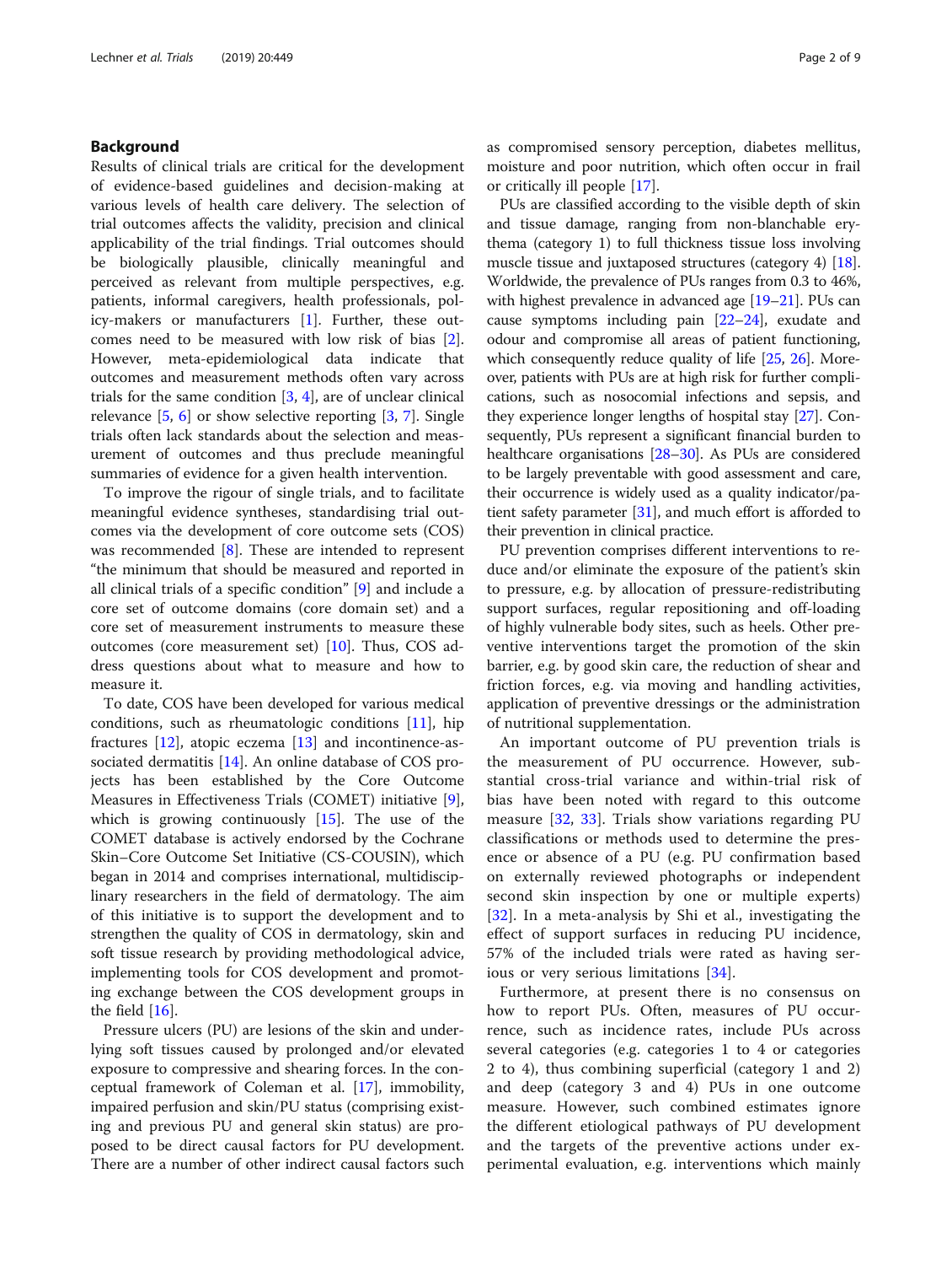## Background

Results of clinical trials are critical for the development of evidence-based guidelines and decision-making at various levels of health care delivery. The selection of trial outcomes affects the validity, precision and clinical applicability of the trial findings. Trial outcomes should be biologically plausible, clinically meaningful and perceived as relevant from multiple perspectives, e.g. patients, informal caregivers, health professionals, policy-makers or manufacturers [1]. Further, these outcomes need to be measured with low risk of bias [2]. However, meta-epidemiological data indicate that outcomes and measurement methods often vary across trials for the same condition [3, 4], are of unclear clinical relevance [5, 6] or show selective reporting [3, 7]. Single trials often lack standards about the selection and measurement of outcomes and thus preclude meaningful summaries of evidence for a given health intervention.

To improve the rigour of single trials, and to facilitate meaningful evidence syntheses, standardising trial outcomes via the development of core outcome sets (COS) was recommended [8]. These are intended to represent "the minimum that should be measured and reported in all clinical trials of a specific condition" [9] and include a core set of outcome domains (core domain set) and a core set of measurement instruments to measure these outcomes (core measurement set) [10]. Thus, COS address questions about what to measure and how to measure it.

To date, COS have been developed for various medical conditions, such as rheumatologic conditions [11], hip fractures [12], atopic eczema [13] and incontinence-associated dermatitis [14]. An online database of COS projects has been established by the Core Outcome Measures in Effectiveness Trials (COMET) initiative [9], which is growing continuously [15]. The use of the COMET database is actively endorsed by the Cochrane Skin–Core Outcome Set Initiative (CS-COUSIN), which began in 2014 and comprises international, multidisciplinary researchers in the field of dermatology. The aim of this initiative is to support the development and to strengthen the quality of COS in dermatology, skin and soft tissue research by providing methodological advice, implementing tools for COS development and promoting exchange between the COS development groups in the field [16].

Pressure ulcers (PU) are lesions of the skin and underlying soft tissues caused by prolonged and/or elevated exposure to compressive and shearing forces. In the conceptual framework of Coleman et al. [17], immobility, impaired perfusion and skin/PU status (comprising existing and previous PU and general skin status) are proposed to be direct causal factors for PU development. There are a number of other indirect causal factors such as compromised sensory perception, diabetes mellitus, moisture and poor nutrition, which often occur in frail or critically ill people [17].

PUs are classified according to the visible depth of skin and tissue damage, ranging from non-blanchable erythema (category 1) to full thickness tissue loss involving muscle tissue and juxtaposed structures (category 4) [18]. Worldwide, the prevalence of PUs ranges from 0.3 to 46%, with highest prevalence in advanced age [19–21]. PUs can cause symptoms including pain [22–24], exudate and odour and compromise all areas of patient functioning, which consequently reduce quality of life [25, 26]. Moreover, patients with PUs are at high risk for further complications, such as nosocomial infections and sepsis, and they experience longer lengths of hospital stay [27]. Consequently, PUs represent a significant financial burden to healthcare organisations [28–30]. As PUs are considered to be largely preventable with good assessment and care, their occurrence is widely used as a quality indicator/patient safety parameter [31], and much effort is afforded to their prevention in clinical practice.

PU prevention comprises different interventions to reduce and/or eliminate the exposure of the patient's skin to pressure, e.g. by allocation of pressure-redistributing support surfaces, regular repositioning and off-loading of highly vulnerable body sites, such as heels. Other preventive interventions target the promotion of the skin barrier, e.g. by good skin care, the reduction of shear and friction forces, e.g. via moving and handling activities, application of preventive dressings or the administration of nutritional supplementation.

An important outcome of PU prevention trials is the measurement of PU occurrence. However, substantial cross-trial variance and within-trial risk of bias have been noted with regard to this outcome measure [32, 33]. Trials show variations regarding PU classifications or methods used to determine the presence or absence of a PU (e.g. PU confirmation based on externally reviewed photographs or independent second skin inspection by one or multiple experts) [32]. In a meta-analysis by Shi et al., investigating the effect of support surfaces in reducing PU incidence, 57% of the included trials were rated as having serious or very serious limitations [34].

Furthermore, at present there is no consensus on how to report PUs. Often, measures of PU occurrence, such as incidence rates, include PUs across several categories (e.g. categories 1 to 4 or categories 2 to 4), thus combining superficial (category 1 and 2) and deep (category 3 and 4) PUs in one outcome measure. However, such combined estimates ignore the different etiological pathways of PU development and the targets of the preventive actions under experimental evaluation, e.g. interventions which mainly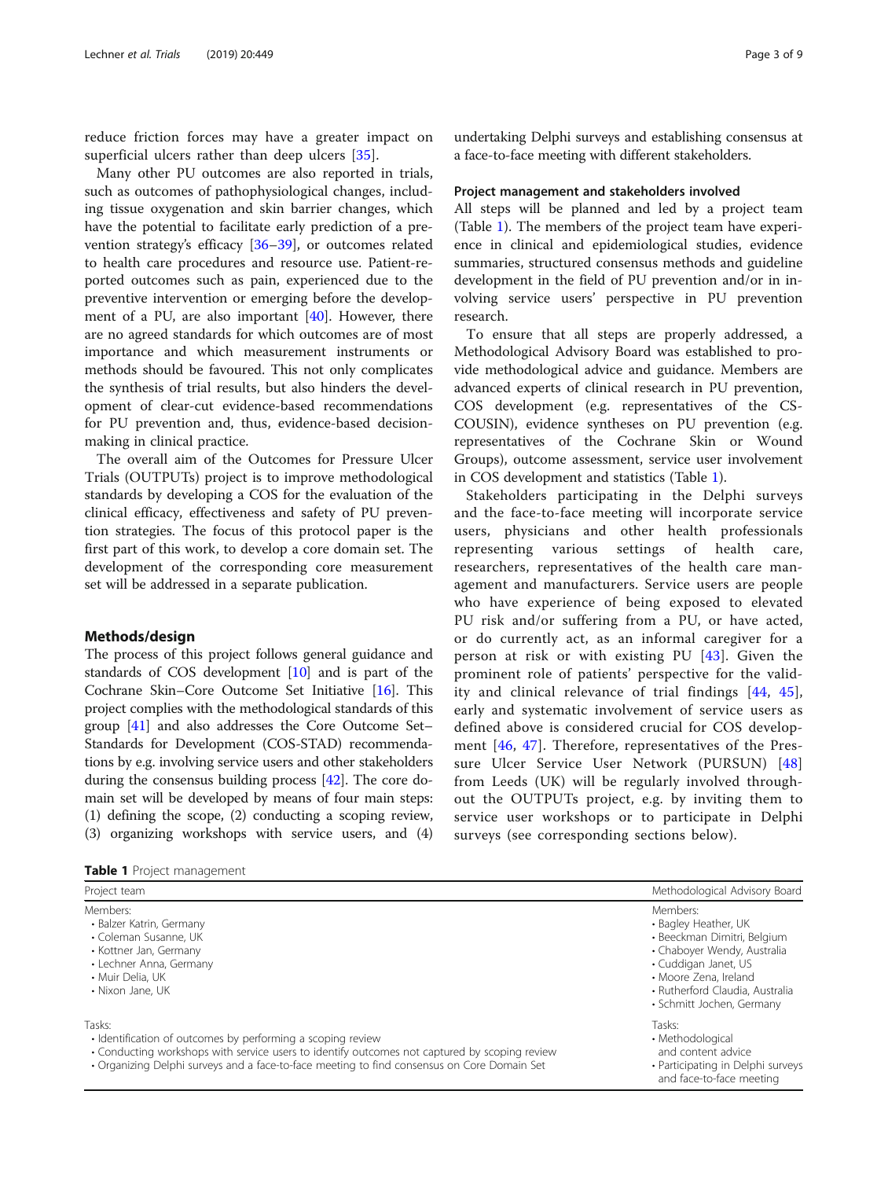reduce friction forces may have a greater impact on superficial ulcers rather than deep ulcers [35].

Many other PU outcomes are also reported in trials, such as outcomes of pathophysiological changes, including tissue oxygenation and skin barrier changes, which have the potential to facilitate early prediction of a prevention strategy's efficacy [36–39], or outcomes related to health care procedures and resource use. Patient-reported outcomes such as pain, experienced due to the preventive intervention or emerging before the development of a PU, are also important [40]. However, there are no agreed standards for which outcomes are of most importance and which measurement instruments or methods should be favoured. This not only complicates the synthesis of trial results, but also hinders the development of clear-cut evidence-based recommendations for PU prevention and, thus, evidence-based decision-making in clinical practice.

The overall aim of the Outcomes for Pressure Ulcer Trials (OUTPUTs) project is to improve methodological standards by developing a COS for the evaluation of the clinical efficacy, effectiveness and safety of PU prevention strategies. The focus of this protocol paper is the first part of this work, to develop a core domain set. The development of the corresponding core measurement set will be addressed in a separate publication.

## Methods/design

The process of this project follows general guidance and standards of COS development [10] and is part of the Cochrane Skin–Core Outcome Set Initiative [16]. This project complies with the methodological standards of this group [41] and also addresses the Core Outcome Set–Standards for Development (COS-STAD) recommendations by e.g. involving service users and other stakeholders during the consensus building process [42]. The core domain set will be developed by means of four main steps: (1) defining the scope, (2) conducting a scoping review, (3) organizing workshops with service users, and (4) undertaking Delphi surveys and establishing consensus at a face-to-face meeting with different stakeholders.

### Project management and stakeholders involved

All steps will be planned and led by a project team (Table 1). The members of the project team have experience in clinical and epidemiological studies, evidence summaries, structured consensus methods and guideline development in the field of PU prevention and/or in involving service users' perspective in PU prevention research.

To ensure that all steps are properly addressed, a Methodological Advisory Board was established to provide methodological advice and guidance. Members are advanced experts of clinical research in PU prevention, COS development (e.g. representatives of the CS-COUSIN), evidence syntheses on PU prevention (e.g. representatives of the Cochrane Skin or Wound Groups), outcome assessment, service user involvement in COS development and statistics (Table 1).

Stakeholders participating in the Delphi surveys and the face-to-face meeting will incorporate service users, physicians and other health professionals representing various settings of health care, researchers, representatives of the health care management and manufacturers. Service users are people who have experience of being exposed to elevated PU risk and/or suffering from a PU, or have acted, or do currently act, as an informal caregiver for a person at risk or with existing PU [43]. Given the prominent role of patients' perspective for the validity and clinical relevance of trial findings [44, 45], early and systematic involvement of service users as defined above is considered crucial for COS development [46, 47]. Therefore, representatives of the Pressure Ulcer Service User Network (PURSUN) [48] from Leeds (UK) will be regularly involved throughout the OUTPUTs project, e.g. by inviting them to service user workshops or to participate in Delphi surveys (see corresponding sections below).

**Table 1** Project management

| Project team | Methodological Advisory Board |
|---|---|
| Members:<br>• Balzer Katrin, Germany<br>• Coleman Susanne, UK<br>• Kottner Jan, Germany<br>• Lechner Anna, Germany<br>• Muir Delia, UK<br>• Nixon Jane, UK | Members:<br>• Bagley Heather, UK<br>• Beeckman Dimitri, Belgium<br>• Chaboyer Wendy, Australia<br>• Cuddigan Janet, US<br>• Moore Zena, Ireland<br>• Rutherford Claudia, Australia<br>• Schmitt Jochen, Germany |
| Tasks:<br>• Identification of outcomes by performing a scoping review<br>• Conducting workshops with service users to identify outcomes not captured by scoping review<br>• Organizing Delphi surveys and a face-to-face meeting to find consensus on Core Domain Set | Tasks:<br>• Methodological and content advice<br>• Participating in Delphi surveys and face-to-face meeting |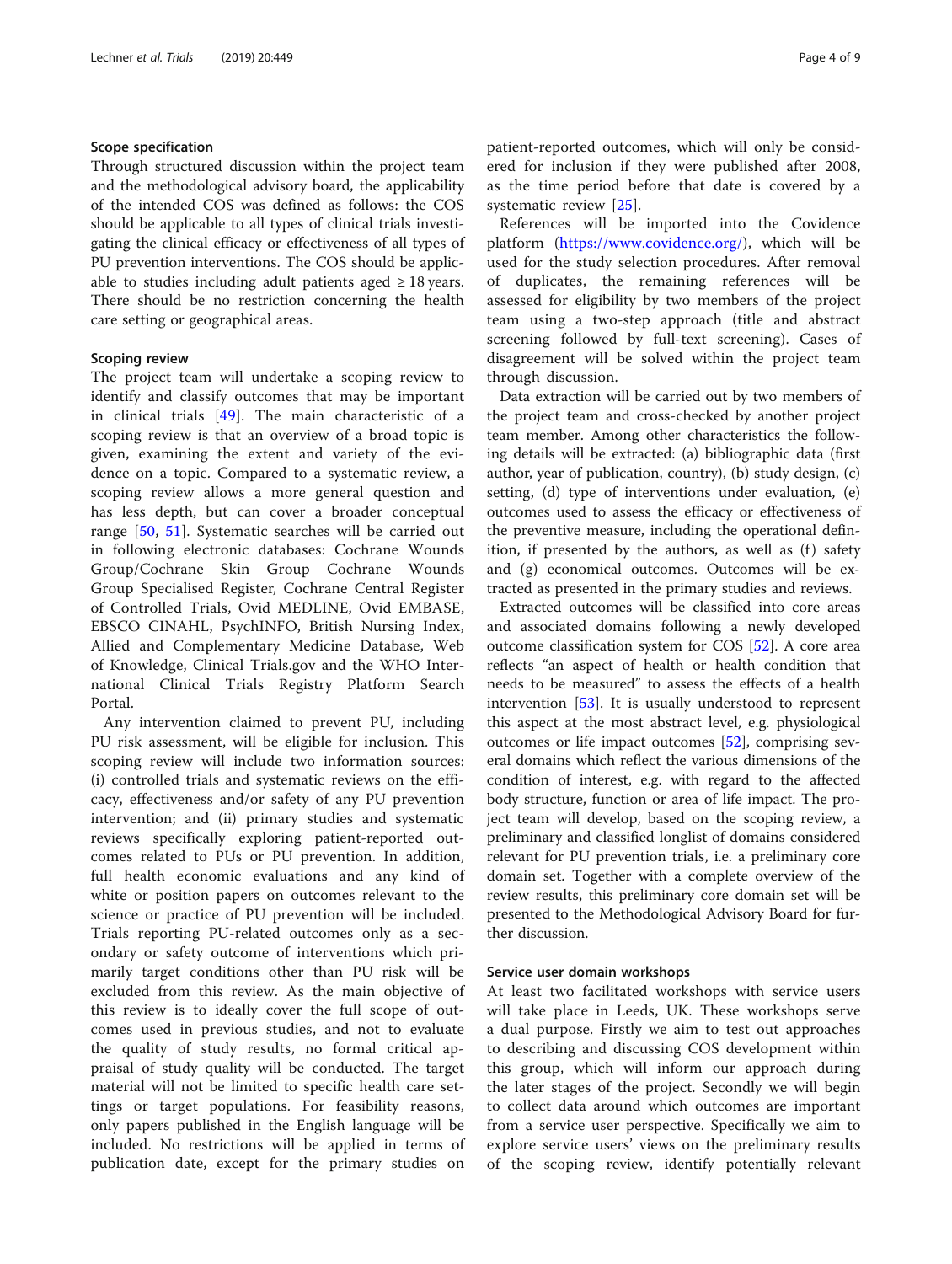### Scope specification

Through structured discussion within the project team and the methodological advisory board, the applicability of the intended COS was defined as follows: the COS should be applicable to all types of clinical trials investigating the clinical efficacy or effectiveness of all types of PU prevention interventions. The COS should be applicable to studies including adult patients aged ≥ 18 years. There should be no restriction concerning the health care setting or geographical areas.

### Scoping review

The project team will undertake a scoping review to identify and classify outcomes that may be important in clinical trials [49]. The main characteristic of a scoping review is that an overview of a broad topic is given, examining the extent and variety of the evidence on a topic. Compared to a systematic review, a scoping review allows a more general question and has less depth, but can cover a broader conceptual range [50, 51]. Systematic searches will be carried out in following electronic databases: Cochrane Wounds Group/Cochrane Skin Group Cochrane Wounds Group Specialised Register, Cochrane Central Register of Controlled Trials, Ovid MEDLINE, Ovid EMBASE, EBSCO CINAHL, PsychINFO, British Nursing Index, Allied and Complementary Medicine Database, Web of Knowledge, Clinical Trials.gov and the WHO International Clinical Trials Registry Platform Search Portal.

Any intervention claimed to prevent PU, including PU risk assessment, will be eligible for inclusion. This scoping review will include two information sources: (i) controlled trials and systematic reviews on the efficacy, effectiveness and/or safety of any PU prevention intervention; and (ii) primary studies and systematic reviews specifically exploring patient-reported outcomes related to PUs or PU prevention. In addition, full health economic evaluations and any kind of white or position papers on outcomes relevant to the science or practice of PU prevention will be included. Trials reporting PU-related outcomes only as a secondary or safety outcome of interventions which primarily target conditions other than PU risk will be excluded from this review. As the main objective of this review is to ideally cover the full scope of outcomes used in previous studies, and not to evaluate the quality of study results, no formal critical appraisal of study quality will be conducted. The target material will not be limited to specific health care settings or target populations. For feasibility reasons, only papers published in the English language will be included. No restrictions will be applied in terms of publication date, except for the primary studies on patient-reported outcomes, which will only be considered for inclusion if they were published after 2008, as the time period before that date is covered by a systematic review [25].

References will be imported into the Covidence platform (https://www.covidence.org/), which will be used for the study selection procedures. After removal of duplicates, the remaining references will be assessed for eligibility by two members of the project team using a two-step approach (title and abstract screening followed by full-text screening). Cases of disagreement will be solved within the project team through discussion.

Data extraction will be carried out by two members of the project team and cross-checked by another project team member. Among other characteristics the following details will be extracted: (a) bibliographic data (first author, year of publication, country), (b) study design, (c) setting, (d) type of interventions under evaluation, (e) outcomes used to assess the efficacy or effectiveness of the preventive measure, including the operational definition, if presented by the authors, as well as (f) safety and (g) economical outcomes. Outcomes will be extracted as presented in the primary studies and reviews.

Extracted outcomes will be classified into core areas and associated domains following a newly developed outcome classification system for COS [52]. A core area reflects "an aspect of health or health condition that needs to be measured" to assess the effects of a health intervention [53]. It is usually understood to represent this aspect at the most abstract level, e.g. physiological outcomes or life impact outcomes [52], comprising several domains which reflect the various dimensions of the condition of interest, e.g. with regard to the affected body structure, function or area of life impact. The project team will develop, based on the scoping review, a preliminary and classified longlist of domains considered relevant for PU prevention trials, i.e. a preliminary core domain set. Together with a complete overview of the review results, this preliminary core domain set will be presented to the Methodological Advisory Board for further discussion.

### Service user domain workshops

At least two facilitated workshops with service users will take place in Leeds, UK. These workshops serve a dual purpose. Firstly we aim to test out approaches to describing and discussing COS development within this group, which will inform our approach during the later stages of the project. Secondly we will begin to collect data around which outcomes are important from a service user perspective. Specifically we aim to explore service users' views on the preliminary results of the scoping review, identify potentially relevant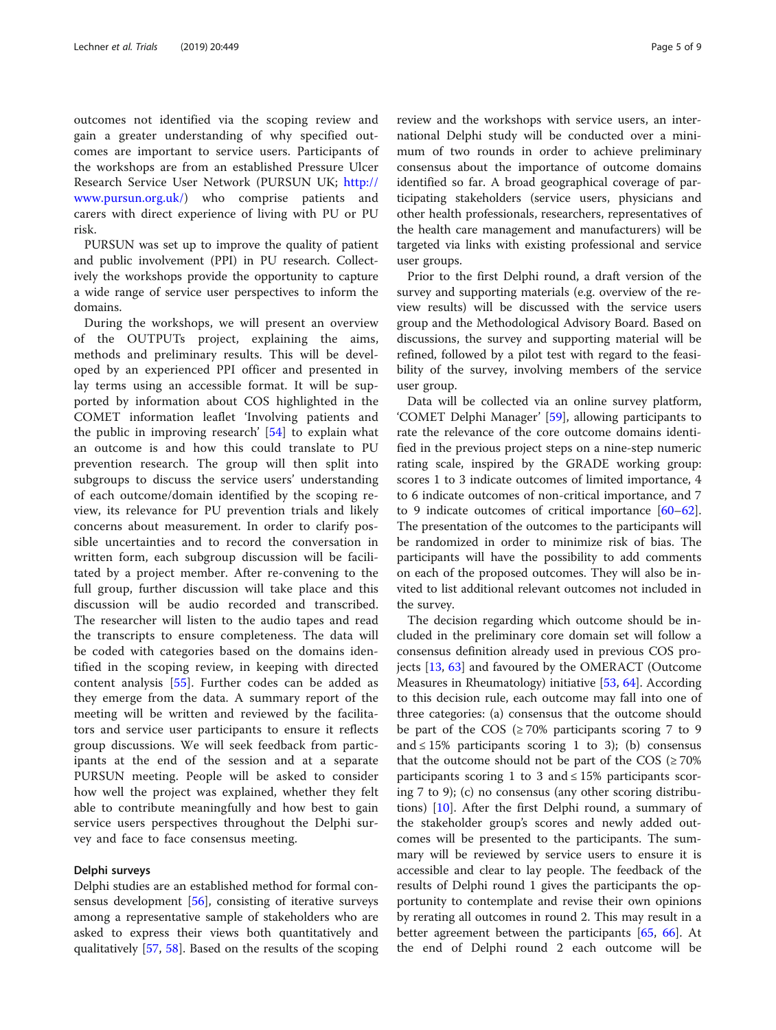outcomes not identified via the scoping review and gain a greater understanding of why specified outcomes are important to service users. Participants of the workshops are from an established Pressure Ulcer Research Service User Network (PURSUN UK; http://www.pursun.org.uk/) who comprise patients and carers with direct experience of living with PU or PU risk.

PURSUN was set up to improve the quality of patient and public involvement (PPI) in PU research. Collectively the workshops provide the opportunity to capture a wide range of service user perspectives to inform the domains.

During the workshops, we will present an overview of the OUTPUTs project, explaining the aims, methods and preliminary results. This will be developed by an experienced PPI officer and presented in lay terms using an accessible format. It will be supported by information about COS highlighted in the COMET information leaflet 'Involving patients and the public in improving research' [54] to explain what an outcome is and how this could translate to PU prevention research. The group will then split into subgroups to discuss the service users' understanding of each outcome/domain identified by the scoping review, its relevance for PU prevention trials and likely concerns about measurement. In order to clarify possible uncertainties and to record the conversation in written form, each subgroup discussion will be facilitated by a project member. After re-convening to the full group, further discussion will take place and this discussion will be audio recorded and transcribed. The researcher will listen to the audio tapes and read the transcripts to ensure completeness. The data will be coded with categories based on the domains identified in the scoping review, in keeping with directed content analysis [55]. Further codes can be added as they emerge from the data. A summary report of the meeting will be written and reviewed by the facilitators and service user participants to ensure it reflects group discussions. We will seek feedback from participants at the end of the session and at a separate PURSUN meeting. People will be asked to consider how well the project was explained, whether they felt able to contribute meaningfully and how best to gain service users perspectives throughout the Delphi survey and face to face consensus meeting.

### Delphi surveys

Delphi studies are an established method for formal consensus development [56], consisting of iterative surveys among a representative sample of stakeholders who are asked to express their views both quantitatively and qualitatively [57, 58]. Based on the results of the scoping review and the workshops with service users, an international Delphi study will be conducted over a minimum of two rounds in order to achieve preliminary consensus about the importance of outcome domains identified so far. A broad geographical coverage of participating stakeholders (service users, physicians and other health professionals, researchers, representatives of the health care management and manufacturers) will be targeted via links with existing professional and service user groups.

Prior to the first Delphi round, a draft version of the survey and supporting materials (e.g. overview of the review results) will be discussed with the service users group and the Methodological Advisory Board. Based on discussions, the survey and supporting material will be refined, followed by a pilot test with regard to the feasibility of the survey, involving members of the service user group.

Data will be collected via an online survey platform, 'COMET Delphi Manager' [59], allowing participants to rate the relevance of the core outcome domains identified in the previous project steps on a nine-step numeric rating scale, inspired by the GRADE working group: scores 1 to 3 indicate outcomes of limited importance, 4 to 6 indicate outcomes of non-critical importance, and 7 to 9 indicate outcomes of critical importance [60–62]. The presentation of the outcomes to the participants will be randomized in order to minimize risk of bias. The participants will have the possibility to add comments on each of the proposed outcomes. They will also be invited to list additional relevant outcomes not included in the survey.

The decision regarding which outcome should be included in the preliminary core domain set will follow a consensus definition already used in previous COS projects [13, 63] and favoured by the OMERACT (Outcome Measures in Rheumatology) initiative [53, 64]. According to this decision rule, each outcome may fall into one of three categories: (a) consensus that the outcome should be part of the COS ($\geq 70\%$ participants scoring 7 to 9 and $\leq 15\%$ participants scoring 1 to 3); (b) consensus that the outcome should not be part of the COS ($\geq 70\%$ participants scoring 1 to 3 and $\leq 15\%$ participants scoring 7 to 9); (c) no consensus (any other scoring distributions) [10]. After the first Delphi round, a summary of the stakeholder group's scores and newly added outcomes will be presented to the participants. The summary will be reviewed by service users to ensure it is accessible and clear to lay people. The feedback of the results of Delphi round 1 gives the participants the opportunity to contemplate and revise their own opinions by rerating all outcomes in round 2. This may result in a better agreement between the participants [65, 66]. At the end of Delphi round 2 each outcome will be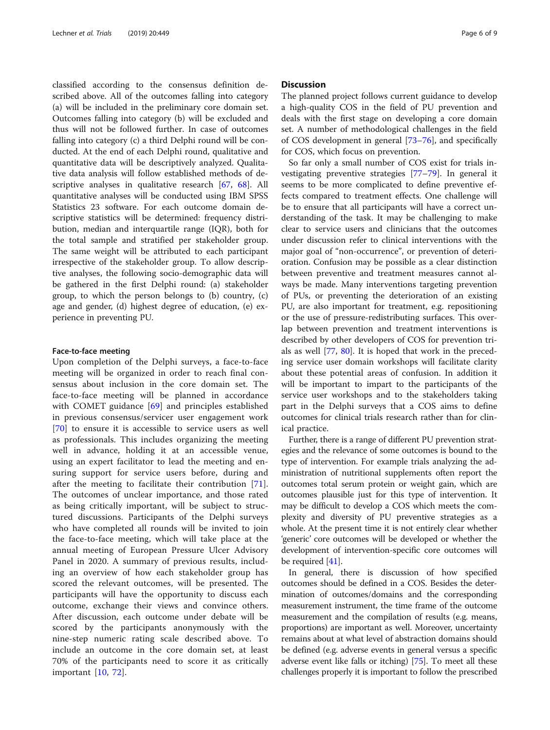classified according to the consensus definition described above. All of the outcomes falling into category (a) will be included in the preliminary core domain set. Outcomes falling into category (b) will be excluded and thus will not be followed further. In case of outcomes falling into category (c) a third Delphi round will be conducted. At the end of each Delphi round, qualitative and quantitative data will be descriptively analyzed. Qualitative data analysis will follow established methods of descriptive analyses in qualitative research [67, 68]. All quantitative analyses will be conducted using IBM SPSS Statistics 23 software. For each outcome domain descriptive statistics will be determined: frequency distribution, median and interquartile range (IQR), both for the total sample and stratified per stakeholder group. The same weight will be attributed to each participant irrespective of the stakeholder group. To allow descriptive analyses, the following socio-demographic data will be gathered in the first Delphi round: (a) stakeholder group, to which the person belongs to (b) country, (c) age and gender, (d) highest degree of education, (e) experience in preventing PU.

#### Face-to-face meeting

Upon completion of the Delphi surveys, a face-to-face meeting will be organized in order to reach final consensus about inclusion in the core domain set. The face-to-face meeting will be planned in accordance with COMET guidance [69] and principles established in previous consensus/servicer user engagement work [70] to ensure it is accessible to service users as well as professionals. This includes organizing the meeting well in advance, holding it at an accessible venue, using an expert facilitator to lead the meeting and ensuring support for service users before, during and after the meeting to facilitate their contribution [71]. The outcomes of unclear importance, and those rated as being critically important, will be subject to structured discussions. Participants of the Delphi surveys who have completed all rounds will be invited to join the face-to-face meeting, which will take place at the annual meeting of European Pressure Ulcer Advisory Panel in 2020. A summary of previous results, including an overview of how each stakeholder group has scored the relevant outcomes, will be presented. The participants will have the opportunity to discuss each outcome, exchange their views and convince others. After discussion, each outcome under debate will be scored by the participants anonymously with the nine-step numeric rating scale described above. To include an outcome in the core domain set, at least 70% of the participants need to score it as critically important [10, 72].

## Discussion

The planned project follows current guidance to develop a high-quality COS in the field of PU prevention and deals with the first stage on developing a core domain set. A number of methodological challenges in the field of COS development in general [73–76], and specifically for COS, which focus on prevention.

So far only a small number of COS exist for trials investigating preventive strategies [77–79]. In general it seems to be more complicated to define preventive effects compared to treatment effects. One challenge will be to ensure that all participants will have a correct understanding of the task. It may be challenging to make clear to service users and clinicians that the outcomes under discussion refer to clinical interventions with the major goal of "non-occurrence", or prevention of deterioration. Confusion may be possible as a clear distinction between preventive and treatment measures cannot always be made. Many interventions targeting prevention of PUs, or preventing the deterioration of an existing PU, are also important for treatment, e.g. repositioning or the use of pressure-redistributing surfaces. This overlap between prevention and treatment interventions is described by other developers of COS for prevention trials as well [77, 80]. It is hoped that work in the preceding service user domain workshops will facilitate clarity about these potential areas of confusion. In addition it will be important to impart to the participants of the service user workshops and to the stakeholders taking part in the Delphi surveys that a COS aims to define outcomes for clinical trials research rather than for clinical practice.

Further, there is a range of different PU prevention strategies and the relevance of some outcomes is bound to the type of intervention. For example trials analyzing the administration of nutritional supplements often report the outcomes total serum protein or weight gain, which are outcomes plausible just for this type of intervention. It may be difficult to develop a COS which meets the complexity and diversity of PU preventive strategies as a whole. At the present time it is not entirely clear whether 'generic' core outcomes will be developed or whether the development of intervention-specific core outcomes will be required [41].

In general, there is discussion of how specified outcomes should be defined in a COS. Besides the determination of outcomes/domains and the corresponding measurement instrument, the time frame of the outcome measurement and the compilation of results (e.g. means, proportions) are important as well. Moreover, uncertainty remains about at what level of abstraction domains should be defined (e.g. adverse events in general versus a specific adverse event like falls or itching) [75]. To meet all these challenges properly it is important to follow the prescribed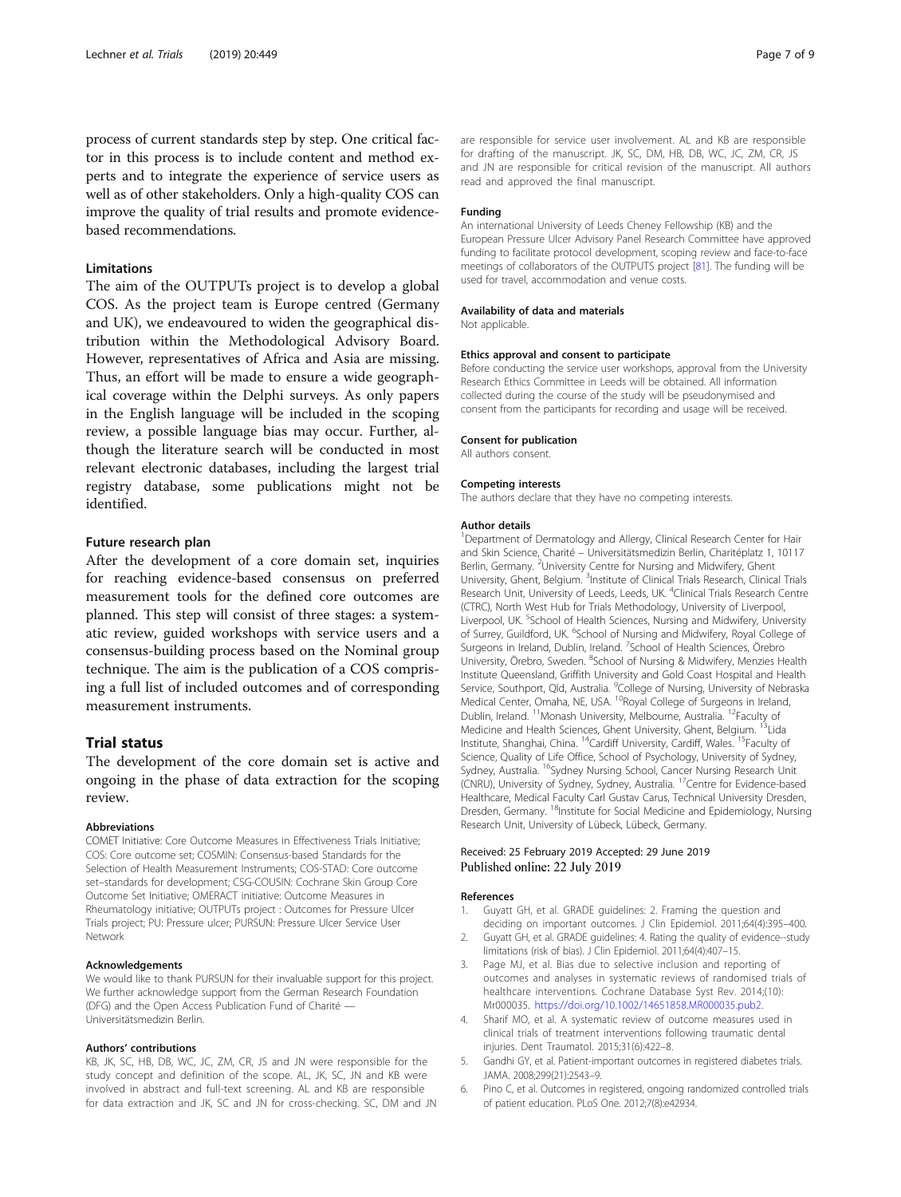process of current standards step by step. One critical factor in this process is to include content and method experts and to integrate the experience of service users as well as of other stakeholders. Only a high-quality COS can improve the quality of trial results and promote evidence-based recommendations.

### Limitations

The aim of the OUTPUTs project is to develop a global COS. As the project team is Europe centred (Germany and UK), we endeavoured to widen the geographical distribution within the Methodological Advisory Board. However, representatives of Africa and Asia are missing. Thus, an effort will be made to ensure a wide geographical coverage within the Delphi surveys. As only papers in the English language will be included in the scoping review, a possible language bias may occur. Further, although the literature search will be conducted in most relevant electronic databases, including the largest trial registry database, some publications might not be identified.

### Future research plan

After the development of a core domain set, inquiries for reaching evidence-based consensus on preferred measurement tools for the defined core outcomes are planned. This step will consist of three stages: a systematic review, guided workshops with service users and a consensus-building process based on the Nominal group technique. The aim is the publication of a COS comprising a full list of included outcomes and of corresponding measurement instruments.

## Trial status

The development of the core domain set is active and ongoing in the phase of data extraction for the scoping review.

#### Abbreviations

COMET Initiative: Core Outcome Measures in Effectiveness Trials Initiative; COS: Core outcome set; COSMIN: Consensus-based Standards for the Selection of Health Measurement Instruments; COS-STAD: Core outcome set–standards for development; CSG-COUSIN: Cochrane Skin Group Core Outcome Set Initiative; OMERACT initiative: Outcome Measures in Rheumatology initiative; OUTPUTs project : Outcomes for Pressure Ulcer Trials project; PU: Pressure ulcer; PURSUN: Pressure Ulcer Service User Network

#### Acknowledgements

We would like to thank PURSUN for their invaluable support for this project. We further acknowledge support from the German Research Foundation (DFG) and the Open Access Publication Fund of Charité — Universitätsmedizin Berlin.

#### Authors' contributions

KB, JK, SC, HB, DB, WC, JC, ZM, CR, JS and JN were responsible for the study concept and definition of the scope. AL, JK, SC, JN and KB were involved in abstract and full-text screening. AL and KB are responsible for data extraction and JK, SC and JN for cross-checking. SC, DM and JN are responsible for service user involvement. AL and KB are responsible for drafting of the manuscript. JK, SC, DM, HB, DB, WC, JC, ZM, CR, JS and JN are responsible for critical revision of the manuscript. All authors read and approved the final manuscript.

#### Funding

An international University of Leeds Cheney Fellowship (KB) and the European Pressure Ulcer Advisory Panel Research Committee have approved funding to facilitate protocol development, scoping review and face-to-face meetings of collaborators of the OUTPUTS project [81]. The funding will be used for travel, accommodation and venue costs.

#### Availability of data and materials

Not applicable.

#### Ethics approval and consent to participate

Before conducting the service user workshops, approval from the University Research Ethics Committee in Leeds will be obtained. All information collected during the course of the study will be pseudonymised and consent from the participants for recording and usage will be received.

#### Consent for publication

All authors consent.

#### Competing interests

The authors declare that they have no competing interests.

#### Author details

[1]Department of Dermatology and Allergy, Clinical Research Center for Hair and Skin Science, Charité – Universitätsmedizin Berlin, Charitéplatz 1, 10117 Berlin, Germany. [2]University Centre for Nursing and Midwifery, Ghent University, Ghent, Belgium. [3]Institute of Clinical Trials Research, Clinical Trials Research Unit, University of Leeds, Leeds, UK. [4]Clinical Trials Research Centre (CTRC), North West Hub for Trials Methodology, University of Liverpool, Liverpool, UK. [5]School of Health Sciences, Nursing and Midwifery, University of Surrey, Guildford, UK. [6]School of Nursing and Midwifery, Royal College of Surgeons in Ireland, Dublin, Ireland. [7]School of Health Sciences, Örebro University, Örebro, Sweden. [8]School of Nursing & Midwifery, Menzies Health Institute Queensland, Griffith University and Gold Coast Hospital and Health Service, Southport, Qld, Australia. [9]College of Nursing, University of Nebraska Medical Center, Omaha, NE, USA. [10]Royal College of Surgeons in Ireland, Dublin, Ireland. [11]Monash University, Melbourne, Australia. [12]Faculty of Medicine and Health Sciences, Ghent University, Ghent, Belgium. [13]Lida Institute, Shanghai, China. [14]Cardiff University, Cardiff, Wales. [15]Faculty of Science, Quality of Life Office, School of Psychology, University of Sydney, Sydney, Australia. [16]Sydney Nursing School, Cancer Nursing Research Unit (CNRU), University of Sydney, Sydney, Australia. [17]Centre for Evidence-based Healthcare, Medical Faculty Carl Gustav Carus, Technical University Dresden, Dresden, Germany. [18]Institute for Social Medicine and Epidemiology, Nursing Research Unit, University of Lübeck, Lübeck, Germany.

Received: 25 February 2019 Accepted: 29 June 2019
Published online: 22 July 2019

#### References

1. Guyatt GH, et al. GRADE guidelines: 2. Framing the question and deciding on important outcomes. J Clin Epidemiol. 2011;64(4):395–400.
2. Guyatt GH, et al. GRADE guidelines: 4. Rating the quality of evidence--study limitations (risk of bias). J Clin Epidemiol. 2011;64(4):407–15.
3. Page MJ, et al. Bias due to selective inclusion and reporting of outcomes and analyses in systematic reviews of randomised trials of healthcare interventions. Cochrane Database Syst Rev. 2014;(10): Mr000035. https://doi.org/10.1002/14651858.MR000035.pub2.
4. Sharif MO, et al. A systematic review of outcome measures used in clinical trials of treatment interventions following traumatic dental injuries. Dent Traumatol. 2015;31(6):422–8.
5. Gandhi GY, et al. Patient-important outcomes in registered diabetes trials. JAMA. 2008;299(21):2543–9.
6. Pino C, et al. Outcomes in registered, ongoing randomized controlled trials of patient education. PLoS One. 2012;7(8):e42934.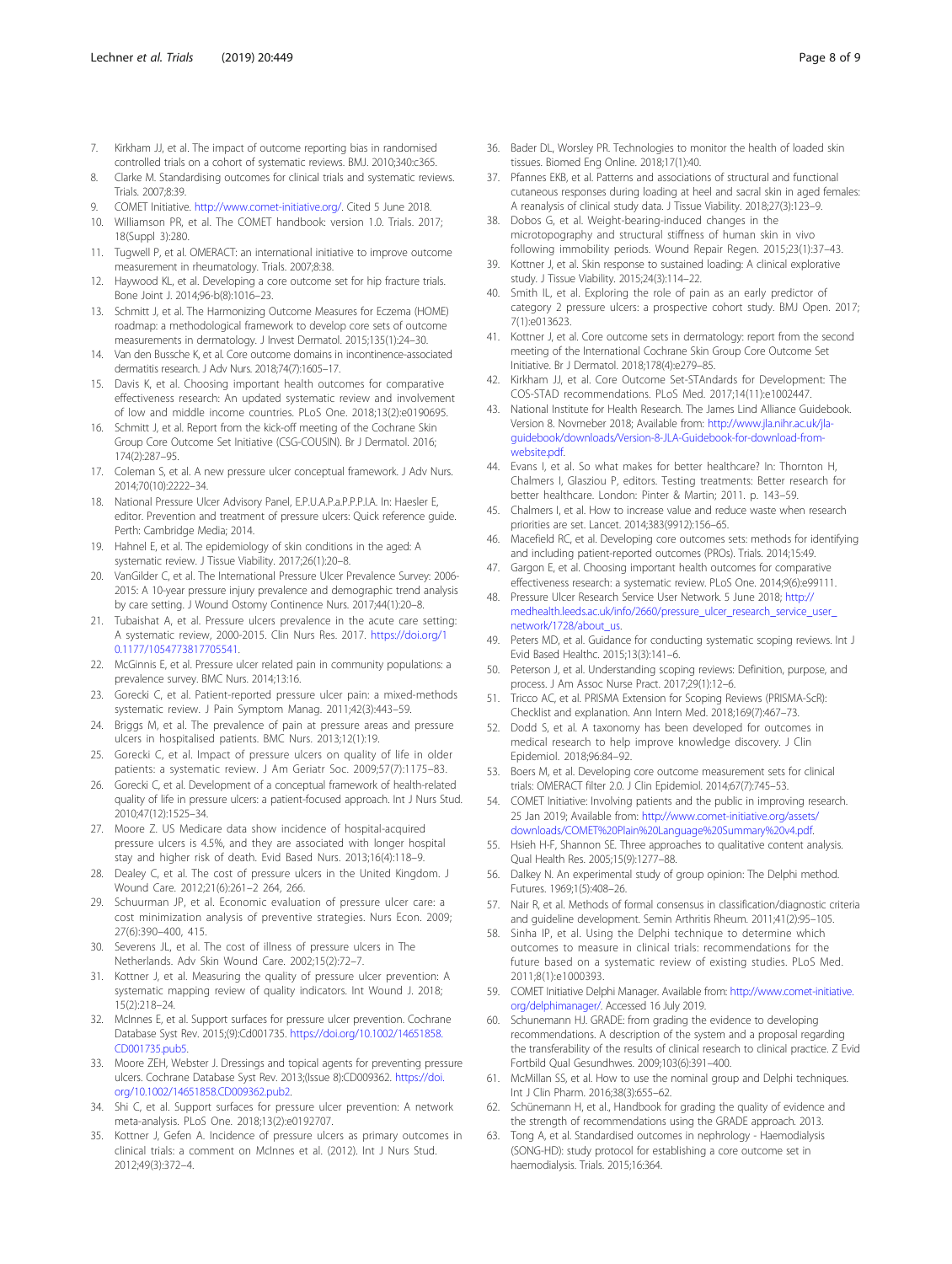7. Kirkham JJ, et al. The impact of outcome reporting bias in randomised controlled trials on a cohort of systematic reviews. BMJ. 2010;340:c365.
8. Clarke M. Standardising outcomes for clinical trials and systematic reviews. Trials. 2007;8:39.
9. COMET Initiative. http://www.comet-initiative.org/. Cited 5 June 2018.
10. Williamson PR, et al. The COMET handbook: version 1.0. Trials. 2017; 18(Suppl 3):280.
11. Tugwell P, et al. OMERACT: an international initiative to improve outcome measurement in rheumatology. Trials. 2007;8:38.
12. Haywood KL, et al. Developing a core outcome set for hip fracture trials. Bone Joint J. 2014;96-b(8):1016–23.
13. Schmitt J, et al. The Harmonizing Outcome Measures for Eczema (HOME) roadmap: a methodological framework to develop core sets of outcome measurements in dermatology. J Invest Dermatol. 2015;135(1):24–30.
14. Van den Bussche K, et al. Core outcome domains in incontinence-associated dermatitis research. J Adv Nurs. 2018;74(7):1605–17.
15. Davis K, et al. Choosing important health outcomes for comparative effectiveness research: An updated systematic review and involvement of low and middle income countries. PLoS One. 2018;13(2):e0190695.
16. Schmitt J, et al. Report from the kick-off meeting of the Cochrane Skin Group Core Outcome Set Initiative (CSG-COUSIN). Br J Dermatol. 2016; 174(2):287–95.
17. Coleman S, et al. A new pressure ulcer conceptual framework. J Adv Nurs. 2014;70(10):2222–34.
18. National Pressure Ulcer Advisory Panel, E.P.U.A.P.a.P.P.P.I.A. In: Haesler E, editor. Prevention and treatment of pressure ulcers: Quick reference guide. Perth: Cambridge Media; 2014.
19. Hahnel E, et al. The epidemiology of skin conditions in the aged: A systematic review. J Tissue Viability. 2017;26(1):20–8.
20. VanGilder C, et al. The International Pressure Ulcer Prevalence Survey: 2006-2015: A 10-year pressure injury prevalence and demographic trend analysis by care setting. J Wound Ostomy Continence Nurs. 2017;44(1):20–8.
21. Tubaishat A, et al. Pressure ulcers prevalence in the acute care setting: A systematic review, 2000-2015. Clin Nurs Res. 2017. https://doi.org/10.1177/1054773817705541.
22. McGinnis E, et al. Pressure ulcer related pain in community populations: a prevalence survey. BMC Nurs. 2014;13:16.
23. Gorecki C, et al. Patient-reported pressure ulcer pain: a mixed-methods systematic review. J Pain Symptom Manag. 2011;42(3):443–59.
24. Briggs M, et al. The prevalence of pain at pressure areas and pressure ulcers in hospitalised patients. BMC Nurs. 2013;12(1):19.
25. Gorecki C, et al. Impact of pressure ulcers on quality of life in older patients: a systematic review. J Am Geriatr Soc. 2009;57(7):1175–83.
26. Gorecki C, et al. Development of a conceptual framework of health-related quality of life in pressure ulcers: a patient-focused approach. Int J Nurs Stud. 2010;47(12):1525–34.
27. Moore Z. US Medicare data show incidence of hospital-acquired pressure ulcers is 4.5%, and they are associated with longer hospital stay and higher risk of death. Evid Based Nurs. 2013;16(4):118–9.
28. Dealey C, et al. The cost of pressure ulcers in the United Kingdom. J Wound Care. 2012;21(6):261–2 264, 266.
29. Schuurman JP, et al. Economic evaluation of pressure ulcer care: a cost minimization analysis of preventive strategies. Nurs Econ. 2009; 27(6):390–400, 415.
30. Severens JL, et al. The cost of illness of pressure ulcers in The Netherlands. Adv Skin Wound Care. 2002;15(2):72–7.
31. Kottner J, et al. Measuring the quality of pressure ulcer prevention: A systematic mapping review of quality indicators. Int Wound J. 2018; 15(2):218–24.
32. McInnes E, et al. Support surfaces for pressure ulcer prevention. Cochrane Database Syst Rev. 2015;(9):Cd001735. https://doi.org/10.1002/14651858.CD001735.pub5.
33. Moore ZEH, Webster J. Dressings and topical agents for preventing pressure ulcers. Cochrane Database Syst Rev. 2013;(Issue 8):CD009362. https://doi.org/10.1002/14651858.CD009362.pub2.
34. Shi C, et al. Support surfaces for pressure ulcer prevention: A network meta-analysis. PLoS One. 2018;13(2):e0192707.
35. Kottner J, Gefen A. Incidence of pressure ulcers as primary outcomes in clinical trials: a comment on McInnes et al. (2012). Int J Nurs Stud. 2012;49(3):372–4.
36. Bader DL, Worsley PR. Technologies to monitor the health of loaded skin tissues. Biomed Eng Online. 2018;17(1):40.
37. Pfannes EKB, et al. Patterns and associations of structural and functional cutaneous responses during loading at heel and sacral skin in aged females: A reanalysis of clinical study data. J Tissue Viability. 2018;27(3):123–9.
38. Dobos G, et al. Weight-bearing-induced changes in the microtopography and structural stiffness of human skin in vivo following immobility periods. Wound Repair Regen. 2015;23(1):37–43.
39. Kottner J, et al. Skin response to sustained loading: A clinical explorative study. J Tissue Viability. 2015;24(3):114–22.
40. Smith IL, et al. Exploring the role of pain as an early predictor of category 2 pressure ulcers: a prospective cohort study. BMJ Open. 2017; 7(1):e013623.
41. Kottner J, et al. Core outcome sets in dermatology: report from the second meeting of the International Cochrane Skin Group Core Outcome Set Initiative. Br J Dermatol. 2018;178(4):e279–85.
42. Kirkham JJ, et al. Core Outcome Set-STAndards for Development: The COS-STAD recommendations. PLoS Med. 2017;14(11):e1002447.
43. National Institute for Health Research. The James Lind Alliance Guidebook. Version 8. Novmeber 2018; Available from: http://www.jla.nihr.ac.uk/jla-guidebook/downloads/Version-8-JLA-Guidebook-for-download-from-website.pdf.
44. Evans I, et al. So what makes for better healthcare? In: Thornton H, Chalmers I, Glasziou P, editors. Testing treatments: Better research for better healthcare. London: Pinter & Martin; 2011. p. 143–59.
45. Chalmers I, et al. How to increase value and reduce waste when research priorities are set. Lancet. 2014;383(9912):156–65.
46. Macefield RC, et al. Developing core outcomes sets: methods for identifying and including patient-reported outcomes (PROs). Trials. 2014;15:49.
47. Gargon E, et al. Choosing important health outcomes for comparative effectiveness research: a systematic review. PLoS One. 2014;9(6):e99111.
48. Pressure Ulcer Research Service User Network. 5 June 2018; http://medhealth.leeds.ac.uk/info/2660/pressure_ulcer_research_service_user_network/1728/about_us.
49. Peters MD, et al. Guidance for conducting systematic scoping reviews. Int J Evid Based Healthc. 2015;13(3):141–6.
50. Peterson J, et al. Understanding scoping reviews: Definition, purpose, and process. J Am Assoc Nurse Pract. 2017;29(1):12–6.
51. Tricco AC, et al. PRISMA Extension for Scoping Reviews (PRISMA-ScR): Checklist and explanation. Ann Intern Med. 2018;169(7):467–73.
52. Dodd S, et al. A taxonomy has been developed for outcomes in medical research to help improve knowledge discovery. J Clin Epidemiol. 2018;96:84–92.
53. Boers M, et al. Developing core outcome measurement sets for clinical trials: OMERACT filter 2.0. J Clin Epidemiol. 2014;67(7):745–53.
54. COMET Initiative: Involving patients and the public in improving research. 25 Jan 2019; Available from: http://www.comet-initiative.org/assets/downloads/COMET%20Plain%20Language%20Summary%20v4.pdf.
55. Hsieh H-F, Shannon SE. Three approaches to qualitative content analysis. Qual Health Res. 2005;15(9):1277–88.
56. Dalkey N. An experimental study of group opinion: The Delphi method. Futures. 1969;1(5):408–26.
57. Nair R, et al. Methods of formal consensus in classification/diagnostic criteria and guideline development. Semin Arthritis Rheum. 2011;41(2):95–105.
58. Sinha IP, et al. Using the Delphi technique to determine which outcomes to measure in clinical trials: recommendations for the future based on a systematic review of existing studies. PLoS Med. 2011;8(1):e1000393.
59. COMET Initiative Delphi Manager. Available from: http://www.comet-initiative.org/delphimanager/. Accessed 16 July 2019.
60. Schunemann HJ. GRADE: from grading the evidence to developing recommendations. A description of the system and a proposal regarding the transferability of the results of clinical research to clinical practice. Z Evid Fortbild Qual Gesundhwes. 2009;103(6):391–400.
61. McMillan SS, et al. How to use the nominal group and Delphi techniques. Int J Clin Pharm. 2016;38(3):655–62.
62. Schünemann H, et al., Handbook for grading the quality of evidence and the strength of recommendations using the GRADE approach. 2013.
63. Tong A, et al. Standardised outcomes in nephrology - Haemodialysis (SONG-HD): study protocol for establishing a core outcome set in haemodialysis. Trials. 2015;16:364.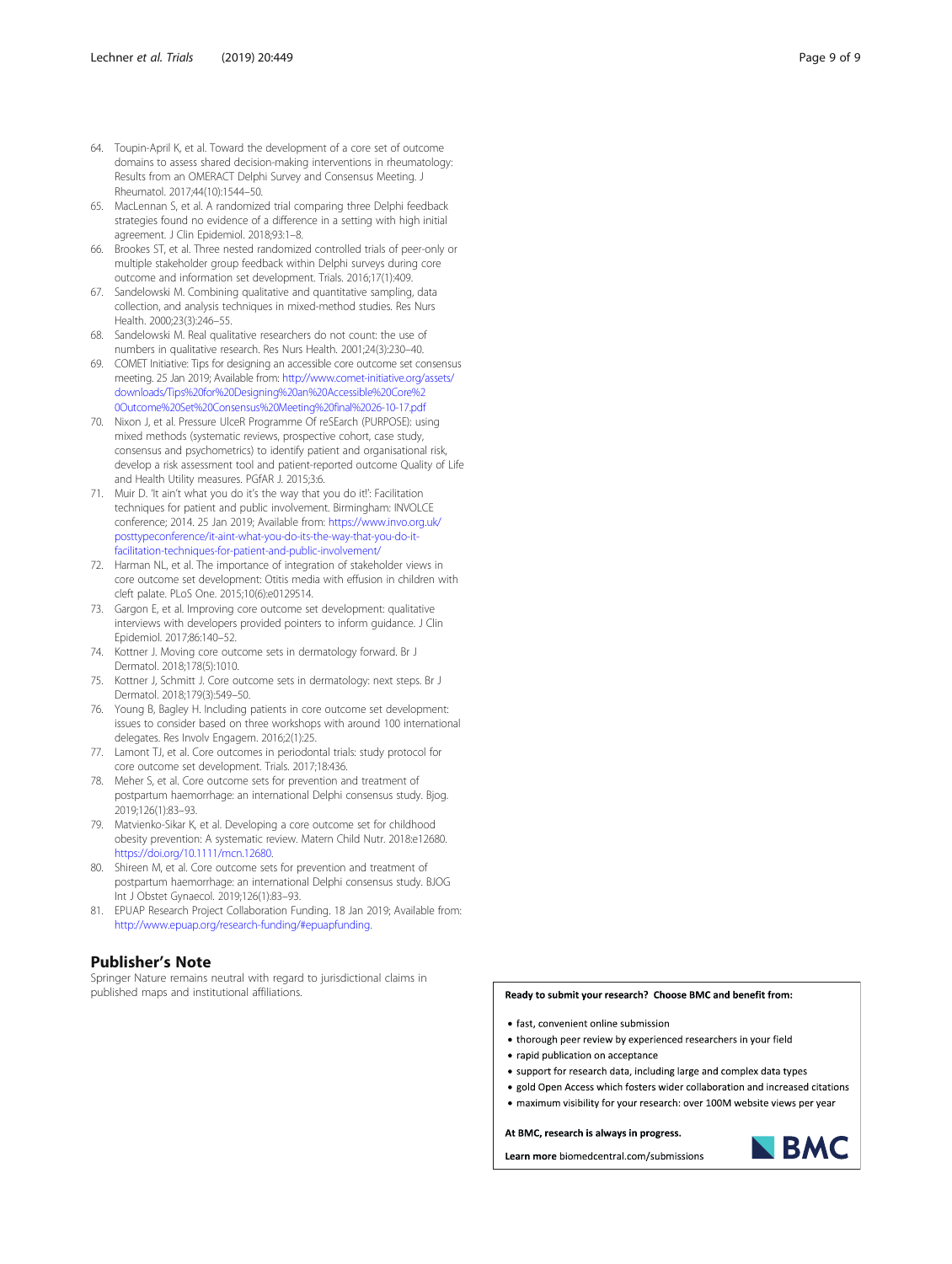64. Toupin-April K, et al. Toward the development of a core set of outcome domains to assess shared decision-making interventions in rheumatology: Results from an OMERACT Delphi Survey and Consensus Meeting. J Rheumatol. 2017;44(10):1544–50.
65. MacLennan S, et al. A randomized trial comparing three Delphi feedback strategies found no evidence of a difference in a setting with high initial agreement. J Clin Epidemiol. 2018;93:1–8.
66. Brookes ST, et al. Three nested randomized controlled trials of peer-only or multiple stakeholder group feedback within Delphi surveys during core outcome and information set development. Trials. 2016;17(1):409.
67. Sandelowski M. Combining qualitative and quantitative sampling, data collection, and analysis techniques in mixed-method studies. Res Nurs Health. 2000;23(3):246–55.
68. Sandelowski M. Real qualitative researchers do not count: the use of numbers in qualitative research. Res Nurs Health. 2001;24(3):230–40.
69. COMET Initiative: Tips for designing an accessible core outcome set consensus meeting. 25 Jan 2019; Available from: http://www.comet-initiative.org/assets/downloads/Tips%20for%20Designing%20an%20Accessible%20Core%20Outcome%20Set%20Consensus%20Meeting%20final%2026-10-17.pdf
70. Nixon J, et al. Pressure UlceR Programme Of reSEarch (PURPOSE): using mixed methods (systematic reviews, prospective cohort, case study, consensus and psychometrics) to identify patient and organisational risk, develop a risk assessment tool and patient-reported outcome Quality of Life and Health Utility measures. PGfAR J. 2015;3:6.
71. Muir D. 'It ain't what you do it's the way that you do it!': Facilitation techniques for patient and public involvement. Birmingham: INVOLCE conference; 2014. 25 Jan 2019; Available from: https://www.invo.org.uk/posttypeconference/it-aint-what-you-do-its-the-way-that-you-do-it-facilitation-techniques-for-patient-and-public-involvement/
72. Harman NL, et al. The importance of integration of stakeholder views in core outcome set development: Otitis media with effusion in children with cleft palate. PLoS One. 2015;10(6):e0129514.
73. Gargon E, et al. Improving core outcome set development: qualitative interviews with developers provided pointers to inform guidance. J Clin Epidemiol. 2017;86:140–52.
74. Kottner J. Moving core outcome sets in dermatology forward. Br J Dermatol. 2018;178(5):1010.
75. Kottner J, Schmitt J. Core outcome sets in dermatology: next steps. Br J Dermatol. 2018;179(3):549–50.
76. Young B, Bagley H. Including patients in core outcome set development: issues to consider based on three workshops with around 100 international delegates. Res Involv Engagem. 2016;2(1):25.
77. Lamont TJ, et al. Core outcomes in periodontal trials: study protocol for core outcome set development. Trials. 2017;18:436.
78. Meher S, et al. Core outcome sets for prevention and treatment of postpartum haemorrhage: an international Delphi consensus study. Bjog. 2019;126(1):83–93.
79. Matvienko-Sikar K, et al. Developing a core outcome set for childhood obesity prevention: A systematic review. Matern Child Nutr. 2018:e12680. https://doi.org/10.1111/mcn.12680.
80. Shireen M, et al. Core outcome sets for prevention and treatment of postpartum haemorrhage: an international Delphi consensus study. BJOG Int J Obstet Gynaecol. 2019;126(1):83–93.
81. EPUAP Research Project Collaboration Funding. 18 Jan 2019; Available from: http://www.epuap.org/research-funding/#epuapfunding.

## Publisher's Note

Springer Nature remains neutral with regard to jurisdictional claims in published maps and institutional affiliations.

**Ready to submit your research? Choose BMC and benefit from:**

- fast, convenient online submission
- thorough peer review by experienced researchers in your field
- rapid publication on acceptance
- support for research data, including large and complex data types
- gold Open Access which fosters wider collaboration and increased citations
- maximum visibility for your research: over 100M website views per year

**At BMC, research is always in progress.**

**Learn more** biomedcentral.com/submissions

BMC